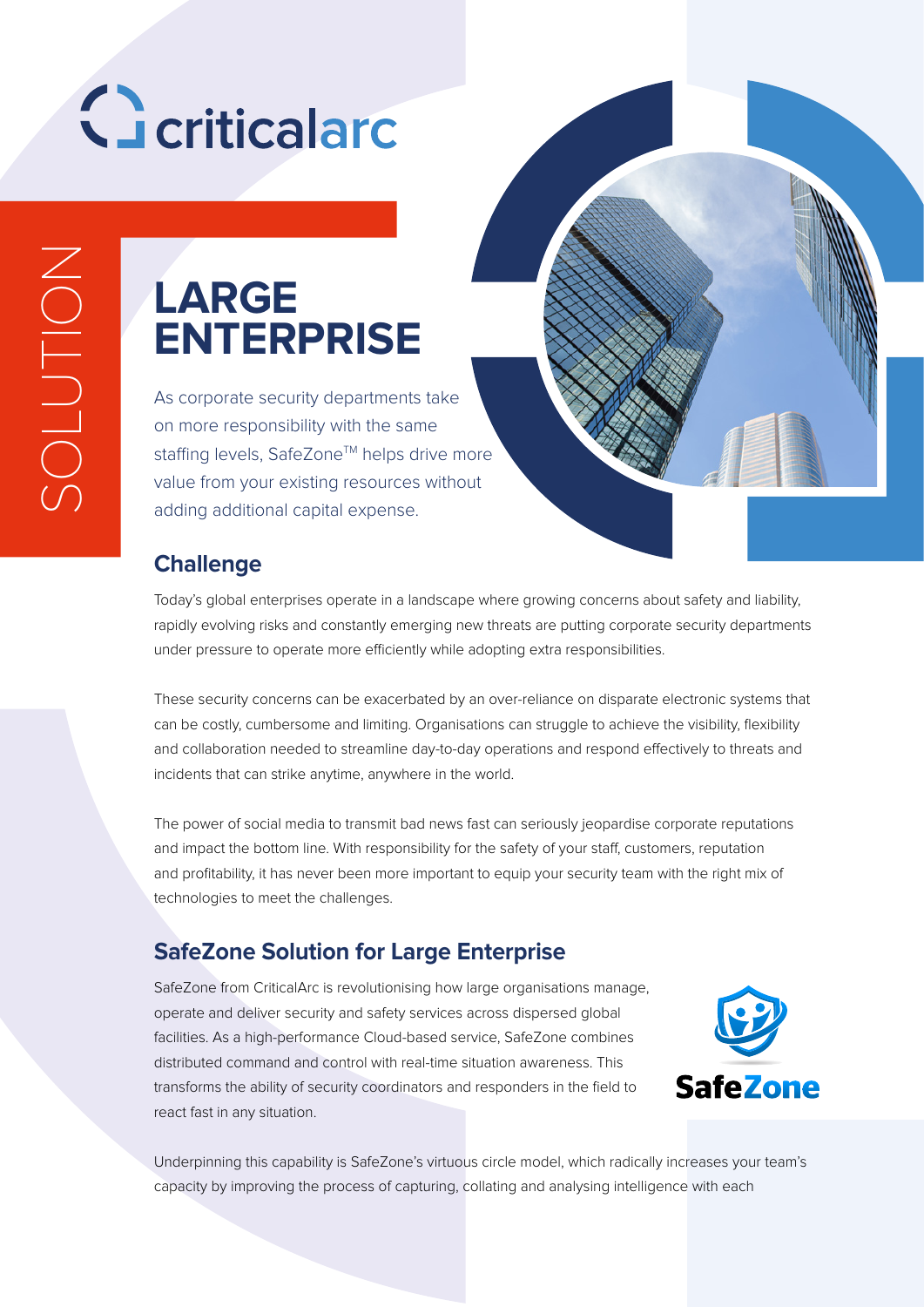criticalarc

SOLUTION

# LARGE ENTERPRISE

As corporate security departments take on more responsibility with the same staffing levels, SafeZone™ helps drive more value from your existing resources without adding additional capital expense.

## Challenge

Today's global enterprises operate in a landscape where growing concerns about safety and liability, rapidly evolving risks and constantly emerging new threats are putting corporate security departments under pressure to operate more efficiently while adopting extra responsibilities.

These security concerns can be exacerbated by an over-reliance on disparate electronic systems that can be costly, cumbersome and limiting. Organisations can struggle to achieve the visibility, flexibility and collaboration needed to streamline day-to-day operations and respond effectively to threats and incidents that can strike anytime, anywhere in the world.

The power of social media to transmit bad news fast can seriously jeopardise corporate reputations and impact the bottom line. With responsibility for the safety of your staff, customers, reputation and profitability, it has never been more important to equip your security team with the right mix of technologies to meet the challenges.

## SafeZone Solution for Large Enterprise

SafeZone from CriticalArc is revolutionising how large organisations manage, operate and deliver security and safety services across dispersed global facilities. As a high-performance Cloud-based service, SafeZone combines distributed command and control with real-time situation awareness. This transforms the ability of security coordinators and responders in the field to react fast in any situation.

SafeZone

Underpinning this capability is SafeZone's virtuous circle model, which radically increases your team's capacity by improving the process of capturing, collating and analysing intelligence with each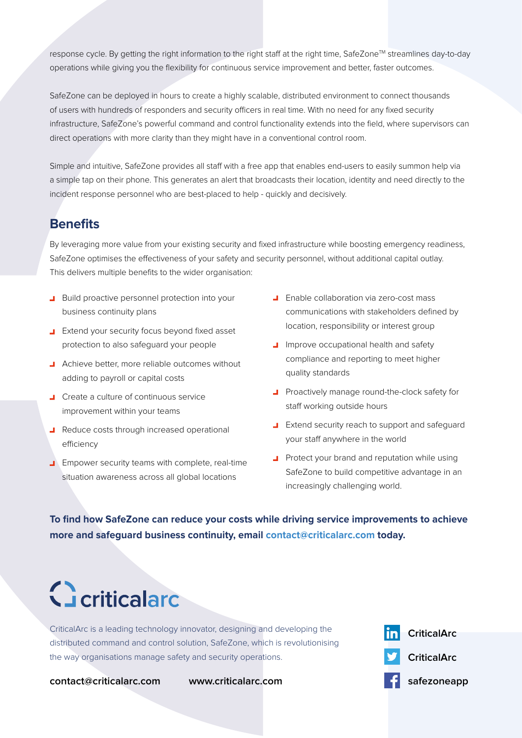response cycle. By getting the right information to the right staff at the right time, SafeZone™ streamlines day-to-day operations while giving you the flexibility for continuous service improvement and better, faster outcomes.

SafeZone can be deployed in hours to create a highly scalable, distributed environment to connect thousands of users with hundreds of responders and security officers in real time. With no need for any fixed security infrastructure, SafeZone's powerful command and control functionality extends into the field, where supervisors can direct operations with more clarity than they might have in a conventional control room.

Simple and intuitive, SafeZone provides all staff with a free app that enables end-users to easily summon help via a simple tap on their phone. This generates an alert that broadcasts their location, identity and need directly to the incident response personnel who are best-placed to help - quickly and decisively.

## Benefits

By leveraging more value from your existing security and fixed infrastructure while boosting emergency readiness, SafeZone optimises the effectiveness of your safety and security personnel, without additional capital outlay. This delivers multiple benefits to the wider organisation:

- Build proactive personnel protection into your business continuity plans
- Extend your security focus beyond fixed asset protection to also safeguard your people
- Achieve better, more reliable outcomes without adding to payroll or capital costs
- Create a culture of continuous service improvement within your teams
- Reduce costs through increased operational efficiency
- Empower security teams with complete, real-time situation awareness across all global locations
- Enable collaboration via zero-cost mass communications with stakeholders defined by location, responsibility or interest group
- Improve occupational health and safety compliance and reporting to meet higher quality standards
- Proactively manage round-the-clock safety for staff working outside hours
- Extend security reach to support and safeguard your staff anywhere in the world
- Protect your brand and reputation while using SafeZone to build competitive advantage in an increasingly challenging world.

**To find how SafeZone can reduce your costs while driving service improvements to achieve more and safeguard business continuity, email contact@criticalarc.com today.**

# criticalarc

CriticalArc is a leading technology innovator, designing and developing the distributed command and control solution, SafeZone, which is revolutionising the way organisations manage safety and security operations.

**contact@criticalarc.com** **www.criticalarc.com**

**CriticalArc**

**CriticalArc**

**safezoneapp**